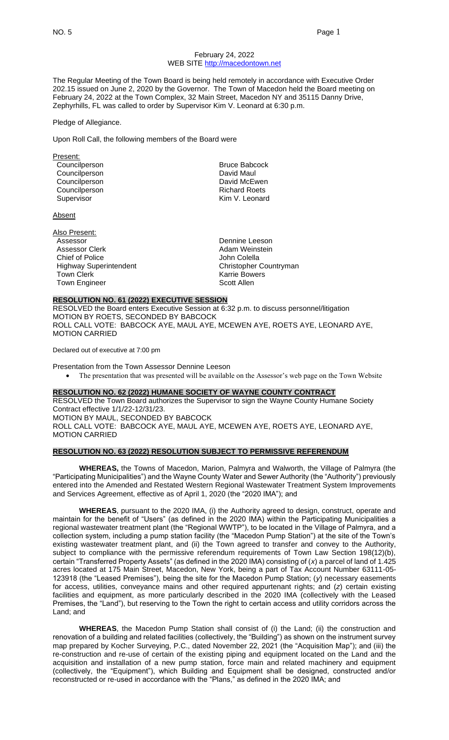February 24, 2022
WEB SITE http://macedontown.net

The Regular Meeting of the Town Board is being held remotely in accordance with Executive Order 202.15 issued on June 2, 2020 by the Governor. The Town of Macedon held the Board meeting on February 24, 2022 at the Town Complex, 32 Main Street, Macedon NY and 35115 Danny Drive, Zephyrhills, FL was called to order by Supervisor Kim V. Leonard at 6:30 p.m.

Pledge of Allegiance.

Upon Roll Call, the following members of the Board were

Present:

| | |
|---|---|
| Councilperson | Bruce Babcock |
| Councilperson | David Maul |
| Councilperson | David McEwen |
| Councilperson | Richard Roets |
| Supervisor | Kim V. Leonard |

Absent

Also Present:

| | |
|---|---|
| Assessor | Dennine Leeson |
| Assessor Clerk | Adam Weinstein |
| Chief of Police | John Colella |
| Highway Superintendent | Christopher Countryman |
| Town Clerk | Karrie Bowers |
| Town Engineer | Scott Allen |

**RESOLUTION NO. 61 (2022) EXECUTIVE SESSION**

RESOLVED the Board enters Executive Session at 6:32 p.m. to discuss personnel/litigation
MOTION BY ROETS, SECONDED BY BABCOCK
ROLL CALL VOTE: BABCOCK AYE, MAUL AYE, MCEWEN AYE, ROETS AYE, LEONARD AYE, MOTION CARRIED

Declared out of executive at 7:00 pm

Presentation from the Town Assessor Dennine Leeson

- The presentation that was presented will be available on the Assessor's web page on the Town Website

**RESOLUTION NO. 62 (2022) HUMANE SOCIETY OF WAYNE COUNTY CONTRACT**

RESOLVED the Town Board authorizes the Supervisor to sign the Wayne County Humane Society Contract effective 1/1/22-12/31/23.
MOTION BY MAUL, SECONDED BY BABCOCK
ROLL CALL VOTE: BABCOCK AYE, MAUL AYE, MCEWEN AYE, ROETS AYE, LEONARD AYE, MOTION CARRIED

**RESOLUTION NO. 63 (2022) RESOLUTION SUBJECT TO PERMISSIVE REFERENDUM**

**WHEREAS,** the Towns of Macedon, Marion, Palmyra and Walworth, the Village of Palmyra (the "Participating Municipalities") and the Wayne County Water and Sewer Authority (the "Authority") previously entered into the Amended and Restated Western Regional Wastewater Treatment System Improvements and Services Agreement, effective as of April 1, 2020 (the "2020 IMA"); and

**WHEREAS**, pursuant to the 2020 IMA, (i) the Authority agreed to design, construct, operate and maintain for the benefit of "Users" (as defined in the 2020 IMA) within the Participating Municipalities a regional wastewater treatment plant (the "Regional WWTP"), to be located in the Village of Palmyra, and a collection system, including a pump station facility (the "Macedon Pump Station") at the site of the Town's existing wastewater treatment plant, and (ii) the Town agreed to transfer and convey to the Authority, subject to compliance with the permissive referendum requirements of Town Law Section 198(12)(b), certain "Transferred Property Assets" (as defined in the 2020 IMA) consisting of (*x*) a parcel of land of 1.425 acres located at 175 Main Street, Macedon, New York, being a part of Tax Account Number 63111-05-123918 (the "Leased Premises"), being the site for the Macedon Pump Station; (*y*) necessary easements for access, utilities, conveyance mains and other required appurtenant rights; and (*z*) certain existing facilities and equipment, as more particularly described in the 2020 IMA (collectively with the Leased Premises, the "Land"), but reserving to the Town the right to certain access and utility corridors across the Land; and

**WHEREAS**, the Macedon Pump Station shall consist of (i) the Land; (ii) the construction and renovation of a building and related facilities (collectively, the "Building") as shown on the instrument survey map prepared by Kocher Surveying, P.C., dated November 22, 2021 (the "Acquisition Map"); and (iii) the re-construction and re-use of certain of the existing piping and equipment located on the Land and the acquisition and installation of a new pump station, force main and related machinery and equipment (collectively, the "Equipment"), which Building and Equipment shall be designed, constructed and/or reconstructed or re-used in accordance with the "Plans," as defined in the 2020 IMA; and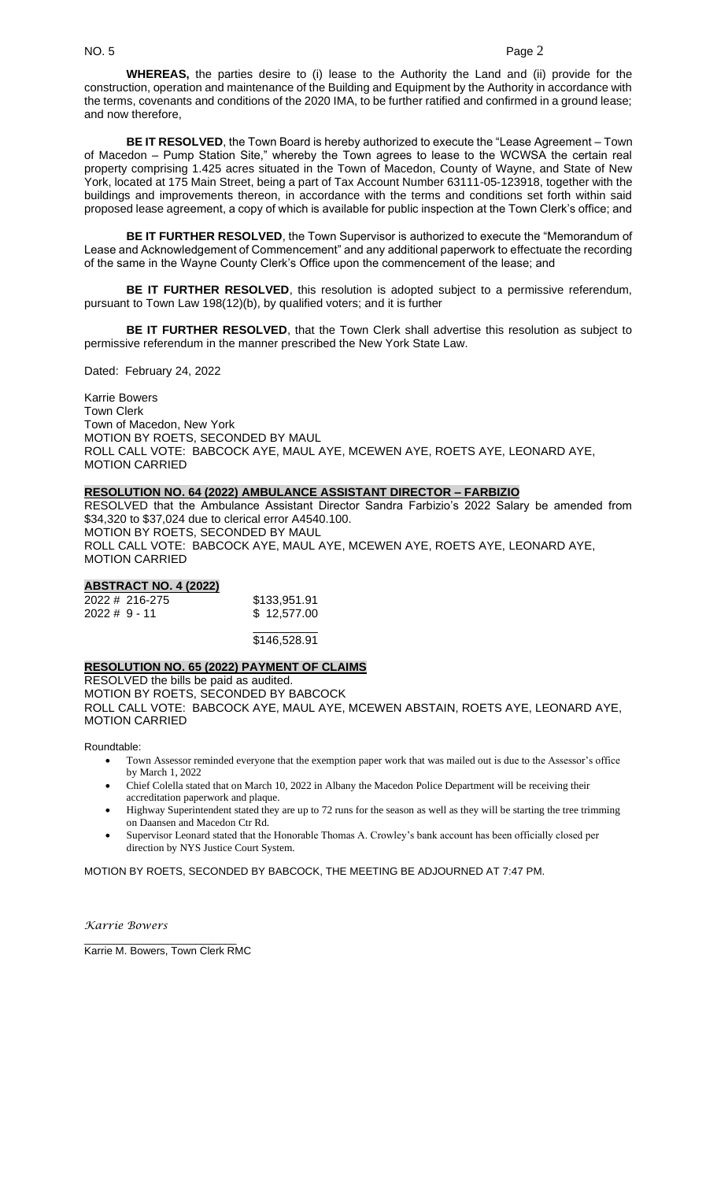**WHEREAS,** the parties desire to (i) lease to the Authority the Land and (ii) provide for the construction, operation and maintenance of the Building and Equipment by the Authority in accordance with the terms, covenants and conditions of the 2020 IMA, to be further ratified and confirmed in a ground lease; and now therefore,

**BE IT RESOLVED**, the Town Board is hereby authorized to execute the "Lease Agreement – Town of Macedon – Pump Station Site," whereby the Town agrees to lease to the WCWSA the certain real property comprising 1.425 acres situated in the Town of Macedon, County of Wayne, and State of New York, located at 175 Main Street, being a part of Tax Account Number 63111-05-123918, together with the buildings and improvements thereon, in accordance with the terms and conditions set forth within said proposed lease agreement, a copy of which is available for public inspection at the Town Clerk's office; and

**BE IT FURTHER RESOLVED**, the Town Supervisor is authorized to execute the "Memorandum of Lease and Acknowledgement of Commencement" and any additional paperwork to effectuate the recording of the same in the Wayne County Clerk's Office upon the commencement of the lease; and

**BE IT FURTHER RESOLVED**, this resolution is adopted subject to a permissive referendum, pursuant to Town Law 198(12)(b), by qualified voters; and it is further

**BE IT FURTHER RESOLVED**, that the Town Clerk shall advertise this resolution as subject to permissive referendum in the manner prescribed the New York State Law.

Dated: February 24, 2022

Karrie Bowers
Town Clerk
Town of Macedon, New York
MOTION BY ROETS, SECONDED BY MAUL
ROLL CALL VOTE: BABCOCK AYE, MAUL AYE, MCEWEN AYE, ROETS AYE, LEONARD AYE,
MOTION CARRIED

**RESOLUTION NO. 64 (2022) AMBULANCE ASSISTANT DIRECTOR – FARBIZIO**

RESOLVED that the Ambulance Assistant Director Sandra Farbizio's 2022 Salary be amended from $34,320 to $37,024 due to clerical error A4540.100.
MOTION BY ROETS, SECONDED BY MAUL
ROLL CALL VOTE: BABCOCK AYE, MAUL AYE, MCEWEN AYE, ROETS AYE, LEONARD AYE,
MOTION CARRIED

**ABSTRACT NO. 4 (2022)**

| | |
|---|---|
| 2022 # 216-275 | $133,951.91 |
| 2022 # 9 - 11 | $ 12,577.00 |
| | $146,528.91 |

**RESOLUTION NO. 65 (2022) PAYMENT OF CLAIMS**

RESOLVED the bills be paid as audited.
MOTION BY ROETS, SECONDED BY BABCOCK
ROLL CALL VOTE: BABCOCK AYE, MAUL AYE, MCEWEN ABSTAIN, ROETS AYE, LEONARD AYE,
MOTION CARRIED

Roundtable:

- Town Assessor reminded everyone that the exemption paper work that was mailed out is due to the Assessor's office by March 1, 2022
- Chief Colella stated that on March 10, 2022 in Albany the Macedon Police Department will be receiving their accreditation paperwork and plaque.
- Highway Superintendent stated they are up to 72 runs for the season as well as they will be starting the tree trimming on Daansen and Macedon Ctr Rd.
- Supervisor Leonard stated that the Honorable Thomas A. Crowley's bank account has been officially closed per direction by NYS Justice Court System.

MOTION BY ROETS, SECONDED BY BABCOCK, THE MEETING BE ADJOURNED AT 7:47 PM.

*Karrie Bowers*

Karrie M. Bowers, Town Clerk RMC